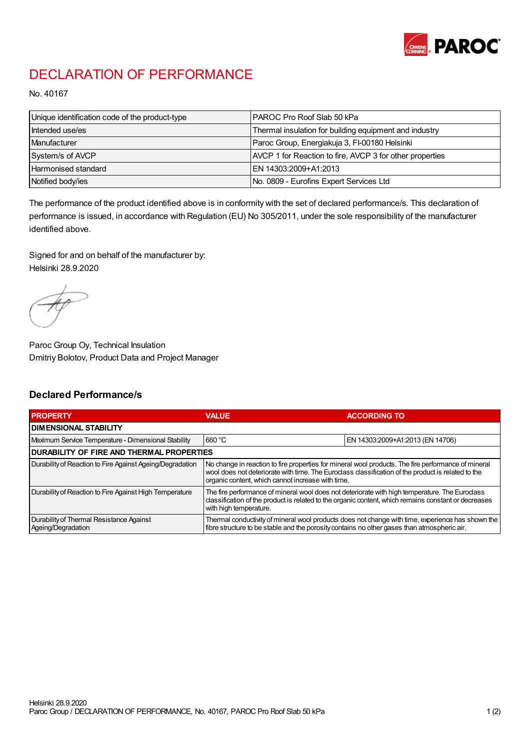# DECLARATION OF PERFORMANCE

No. 40167

| Unique identification code of the product-type | PAROC Pro Roof Slab 50 kPa |
|---|---|
| Intended use/es | Thermal insulation for building equipment and industry |
| Manufacturer | Paroc Group, Energiakuja 3, FI-00180 Helsinki |
| System/s of AVCP | AVCP 1 for Reaction to fire, AVCP 3 for other properties |
| Harmonised standard | EN 14303:2009+A1:2013 |
| Notified body/ies | No. 0809 - Eurofins Expert Services Ltd |

The performance of the product identified above is in conformity with the set of declared performance/s. This declaration of performance is issued, in accordance with Regulation (EU) No 305/2011, under the sole responsibility of the manufacturer identified above.

Signed for and on behalf of the manufacturer by:
Helsinki 28.9.2020

Paroc Group Oy, Technical Insulation
Dmitriy Bolotov, Product Data and Project Manager

## Declared Performance/s

| PROPERTY | VALUE | ACCORDING TO |
|---|---|---|
| **DIMENSIONAL STABILITY** | | |
| Maximum Service Temperature - Dimensional Stability | 660 °C | EN 14303:2009+A1:2013 (EN 14706) |
| **DURABILITY OF FIRE AND THERMAL PROPERTIES** | | |
| Durability of Reaction to Fire Against Ageing/Degradation | No change in reaction to fire properties for mineral wool products. The fire performance of mineral wool does not deteriorate with time. The Euroclass classification of the product is related to the organic content, which cannot increase with time. | |
| Durability of Reaction to Fire Against High Temperature | The fire performance of mineral wool does not deteriorate with high temperature. The Euroclass classification of the product is related to the organic content, which remains constant or decreases with high temperature. | |
| Durability of Thermal Resistance Against Ageing/Degradation | Thermal conductivity of mineral wool products does not change with time, experience has shown the fibre structure to be stable and the porosity contains no other gases than atmospheric air. | |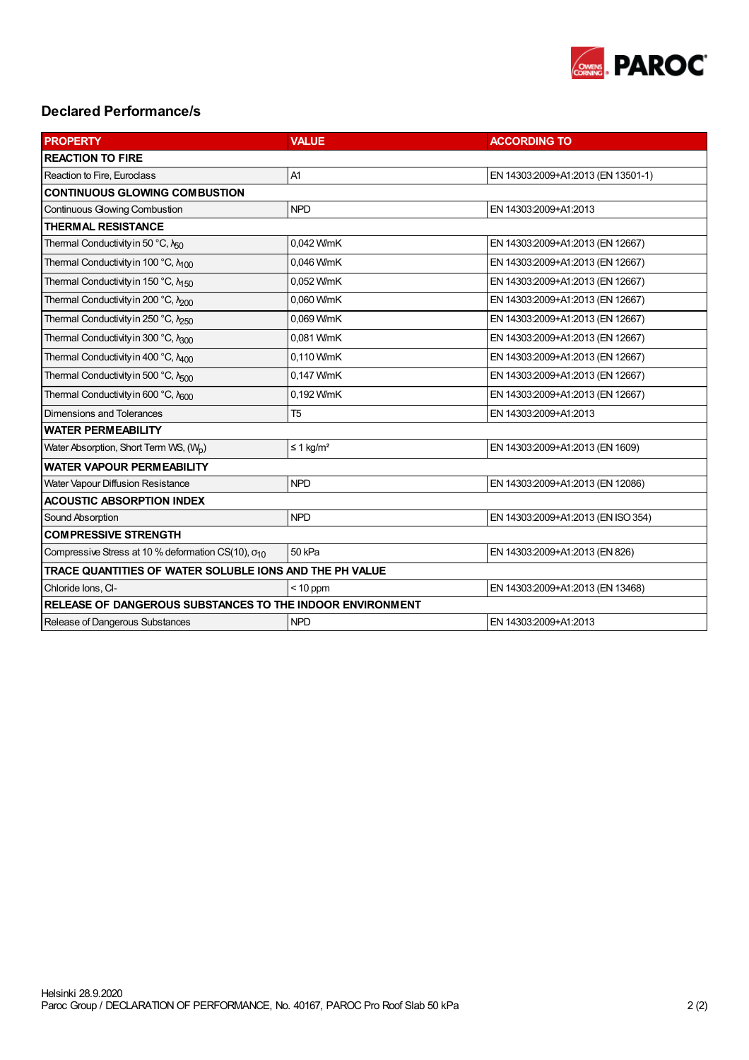## Declared Performance/s

| PROPERTY | VALUE | ACCORDING TO |
|---|---|---|
| **REACTION TO FIRE** | | |
| Reaction to Fire, Euroclass | A1 | EN 14303:2009+A1:2013 (EN 13501-1) |
| **CONTINUOUS GLOWING COMBUSTION** | | |
| Continuous Glowing Combustion | NPD | EN 14303:2009+A1:2013 |
| **THERMAL RESISTANCE** | | |
| Thermal Conductivity in 50 °C, $\lambda_{50}$ | 0,042 W/mK | EN 14303:2009+A1:2013 (EN 12667) |
| Thermal Conductivity in 100 °C, $\lambda_{100}$ | 0,046 W/mK | EN 14303:2009+A1:2013 (EN 12667) |
| Thermal Conductivity in 150 °C, $\lambda_{150}$ | 0,052 W/mK | EN 14303:2009+A1:2013 (EN 12667) |
| Thermal Conductivity in 200 °C, $\lambda_{200}$ | 0,060 W/mK | EN 14303:2009+A1:2013 (EN 12667) |
| Thermal Conductivity in 250 °C, $\lambda_{250}$ | 0,069 W/mK | EN 14303:2009+A1:2013 (EN 12667) |
| Thermal Conductivity in 300 °C, $\lambda_{300}$ | 0,081 W/mK | EN 14303:2009+A1:2013 (EN 12667) |
| Thermal Conductivity in 400 °C, $\lambda_{400}$ | 0,110 W/mK | EN 14303:2009+A1:2013 (EN 12667) |
| Thermal Conductivity in 500 °C, $\lambda_{500}$ | 0,147 W/mK | EN 14303:2009+A1:2013 (EN 12667) |
| Thermal Conductivity in 600 °C, $\lambda_{600}$ | 0,192 W/mK | EN 14303:2009+A1:2013 (EN 12667) |
| Dimensions and Tolerances | T5 | EN 14303:2009+A1:2013 |
| **WATER PERMEABILITY** | | |
| Water Absorption, Short Term WS, ($W_p$) | ≤ 1 kg/m² | EN 14303:2009+A1:2013 (EN 1609) |
| **WATER VAPOUR PERMEABILITY** | | |
| Water Vapour Diffusion Resistance | NPD | EN 14303:2009+A1:2013 (EN 12086) |
| **ACOUSTIC ABSORPTION INDEX** | | |
| Sound Absorption | NPD | EN 14303:2009+A1:2013 (EN ISO 354) |
| **COMPRESSIVE STRENGTH** | | |
| Compressive Stress at 10 % deformation CS(10), $\sigma_{10}$ | 50 kPa | EN 14303:2009+A1:2013 (EN 826) |
| **TRACE QUANTITIES OF WATER SOLUBLE IONS AND THE PH VALUE** | | |
| Chloride Ions, Cl- | < 10 ppm | EN 14303:2009+A1:2013 (EN 13468) |
| **RELEASE OF DANGEROUS SUBSTANCES TO THE INDOOR ENVIRONMENT** | | |
| Release of Dangerous Substances | NPD | EN 14303:2009+A1:2013 |

Helsinki 28.9.2020
Paroc Group / DECLARATION OF PERFORMANCE, No. 40167, PAROC Pro Roof Slab 50 kPa